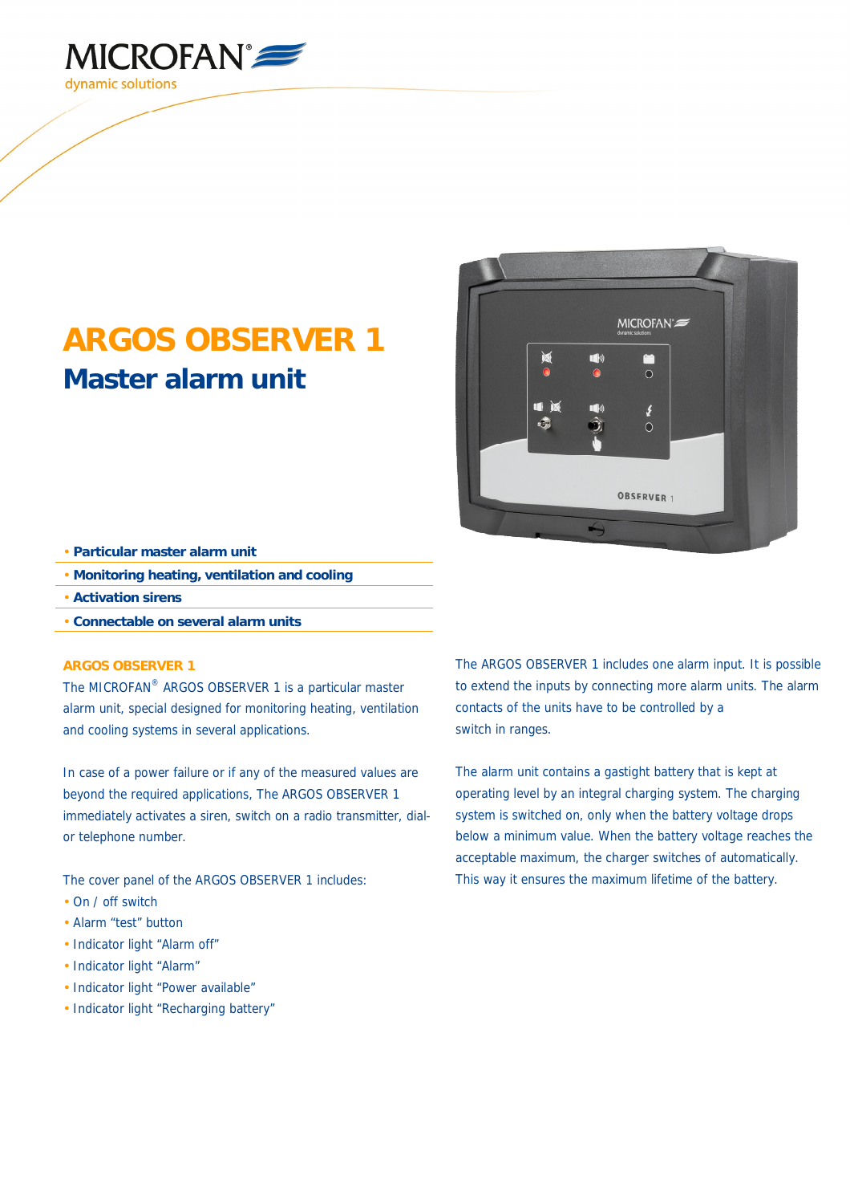MICROFAN®

dynamic solutions

# ARGOS OBSERVER 1

## Master alarm unit

- **Particular master alarm unit**
- **Monitoring heating, ventilation and cooling**
- **Activation sirens**
- **Connectable on several alarm units**

### ARGOS OBSERVER 1

The MICROFAN® ARGOS OBSERVER 1 is a particular master alarm unit, special designed for monitoring heating, ventilation and cooling systems in several applications.

In case of a power failure or if any of the measured values are beyond the required applications, The ARGOS OBSERVER 1 immediately activates a siren, switch on a radio transmitter, dial- or telephone number.

The cover panel of the ARGOS OBSERVER 1 includes:

- On / off switch
- Alarm "test" button
- Indicator light "Alarm off"
- Indicator light "Alarm"
- Indicator light "Power available"
- Indicator light "Recharging battery"

The ARGOS OBSERVER 1 includes one alarm input. It is possible to extend the inputs by connecting more alarm units. The alarm contacts of the units have to be controlled by a switch in ranges.

The alarm unit contains a gastight battery that is kept at operating level by an integral charging system. The charging system is switched on, only when the battery voltage drops below a minimum value. When the battery voltage reaches the acceptable maximum, the charger switches of automatically. This way it ensures the maximum lifetime of the battery.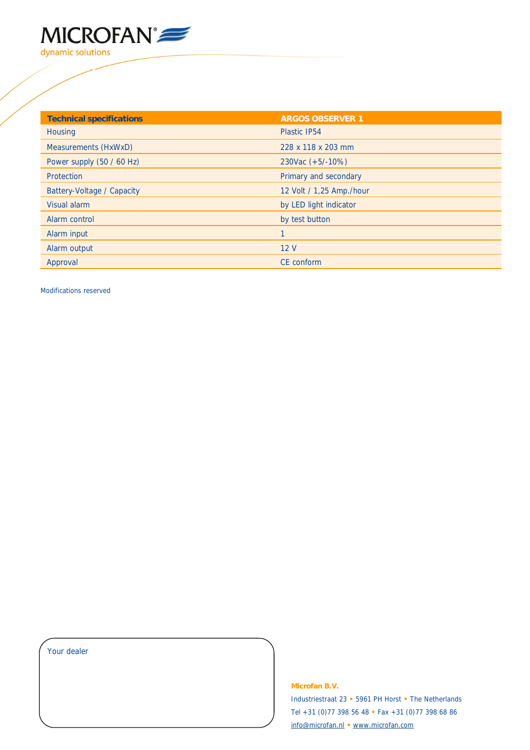MICROFAN®

dynamic solutions

| Technical specifications | ARGOS OBSERVER 1 |
|---|---|
| Housing | Plastic IP54 |
| Measurements (HxWxD) | 228 x 118 x 203 mm |
| Power supply (50 / 60 Hz) | 230Vac (+5/-10%) |
| Protection | Primary and secondary |
| Battery-Voltage / Capacity | 12 Volt / 1,25 Amp./hour |
| Visual alarm | by LED light indicator |
| Alarm control | by test button |
| Alarm input | 1 |
| Alarm output | 12 V |
| Approval | CE conform |

Modifications reserved

Your dealer

**Microfan B.V.**

Industriestraat 23 • 5961 PH Horst • The Netherlands

Tel +31 (0)77 398 56 48 • Fax +31 (0)77 398 68 86

info@microfan.nl • www.microfan.com